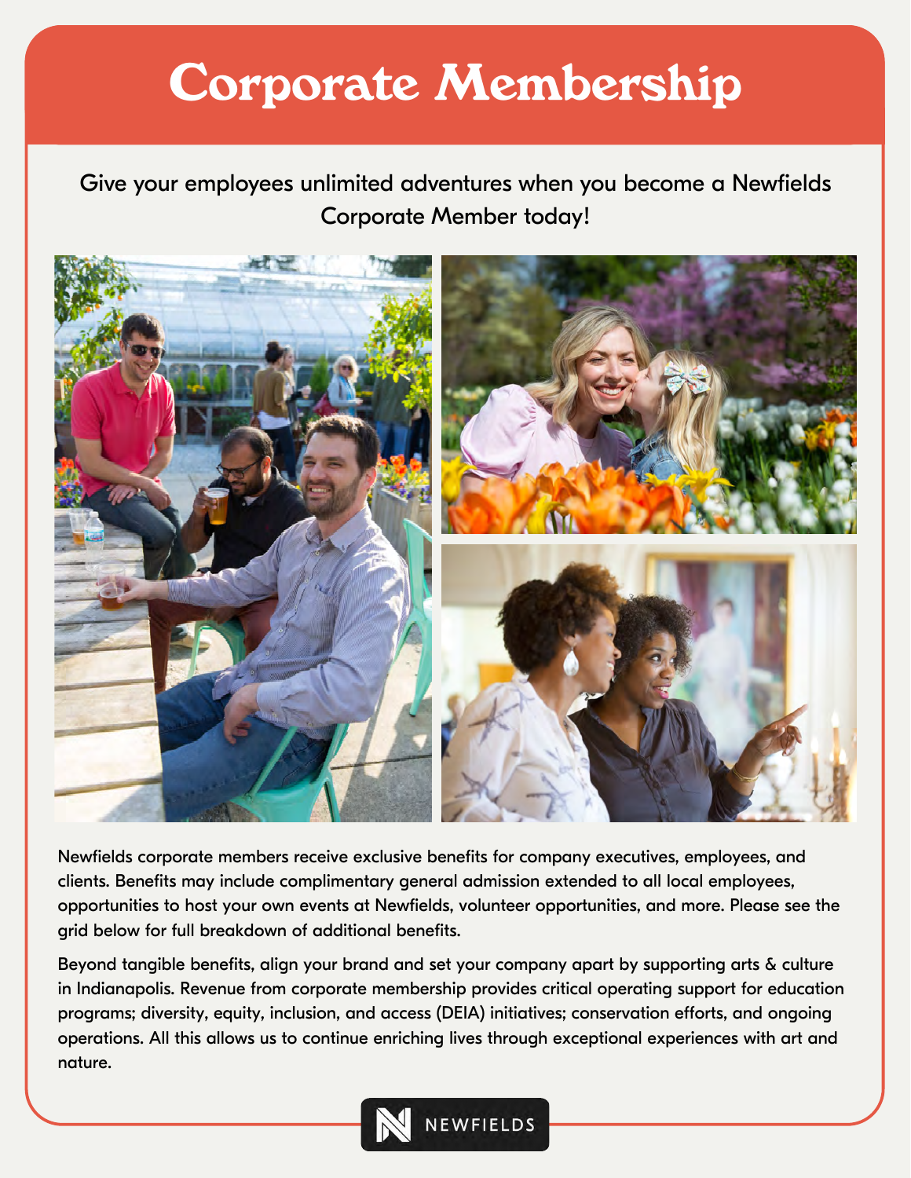# Corporate Membership

Give your employees unlimited adventures when you become a Newfields Corporate Member today!

Newfields corporate members receive exclusive benefits for company executives, employees, and clients. Benefits may include complimentary general admission extended to all local employees, opportunities to host your own events at Newfields, volunteer opportunities, and more. Please see the grid below for full breakdown of additional benefits.

Beyond tangible benefits, align your brand and set your company apart by supporting arts & culture in Indianapolis. Revenue from corporate membership provides critical operating support for education programs; diversity, equity, inclusion, and access (DEIA) initiatives; conservation efforts, and ongoing operations. All this allows us to continue enriching lives through exceptional experiences with art and nature.

NEWFIELDS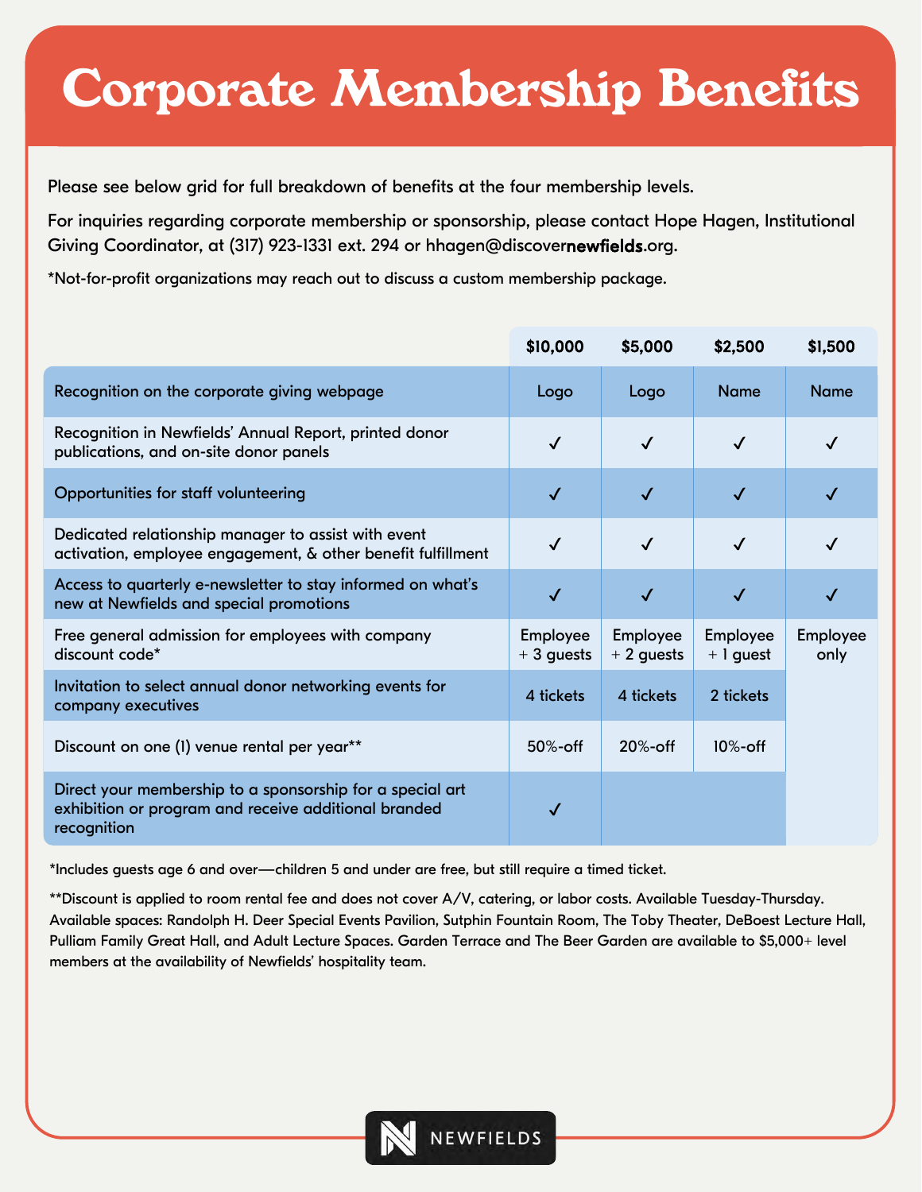# Corporate Membership Benefits

Please see below grid for full breakdown of benefits at the four membership levels.

For inquiries regarding corporate membership or sponsorship, please contact Hope Hagen, Institutional Giving Coordinator, at (317) 923-1331 ext. 294 or hhagen@discovernewfields.org.

*Not-for-profit organizations may reach out to discuss a custom membership package.

| | $10,000 | $5,000 | $2,500 | $1,500 |
|---|---|---|---|---|
| Recognition on the corporate giving webpage | Logo | Logo | Name | Name |
| Recognition in Newfields' Annual Report, printed donor publications, and on-site donor panels | ✓ | ✓ | ✓ | ✓ |
| Opportunities for staff volunteering | ✓ | ✓ | ✓ | ✓ |
| Dedicated relationship manager to assist with event activation, employee engagement, & other benefit fulfillment | ✓ | ✓ | ✓ | ✓ |
| Access to quarterly e-newsletter to stay informed on what's new at Newfields and special promotions | ✓ | ✓ | ✓ | ✓ |
| Free general admission for employees with company discount code* | Employee + 3 guests | Employee + 2 guests | Employee + 1 guest | Employee only |
| Invitation to select annual donor networking events for company executives | 4 tickets | 4 tickets | 2 tickets | |
| Discount on one (1) venue rental per year** | 50%-off | 20%-off | 10%-off | |
| Direct your membership to a sponsorship for a special art exhibition or program and receive additional branded recognition | ✓ | | | |

*Includes guests age 6 and over—children 5 and under are free, but still require a timed ticket.

**Discount is applied to room rental fee and does not cover A/V, catering, or labor costs. Available Tuesday-Thursday. Available spaces: Randolph H. Deer Special Events Pavilion, Sutphin Fountain Room, The Toby Theater, DeBoest Lecture Hall, Pulliam Family Great Hall, and Adult Lecture Spaces. Garden Terrace and The Beer Garden are available to $5,000+ level members at the availability of Newfields' hospitality team.